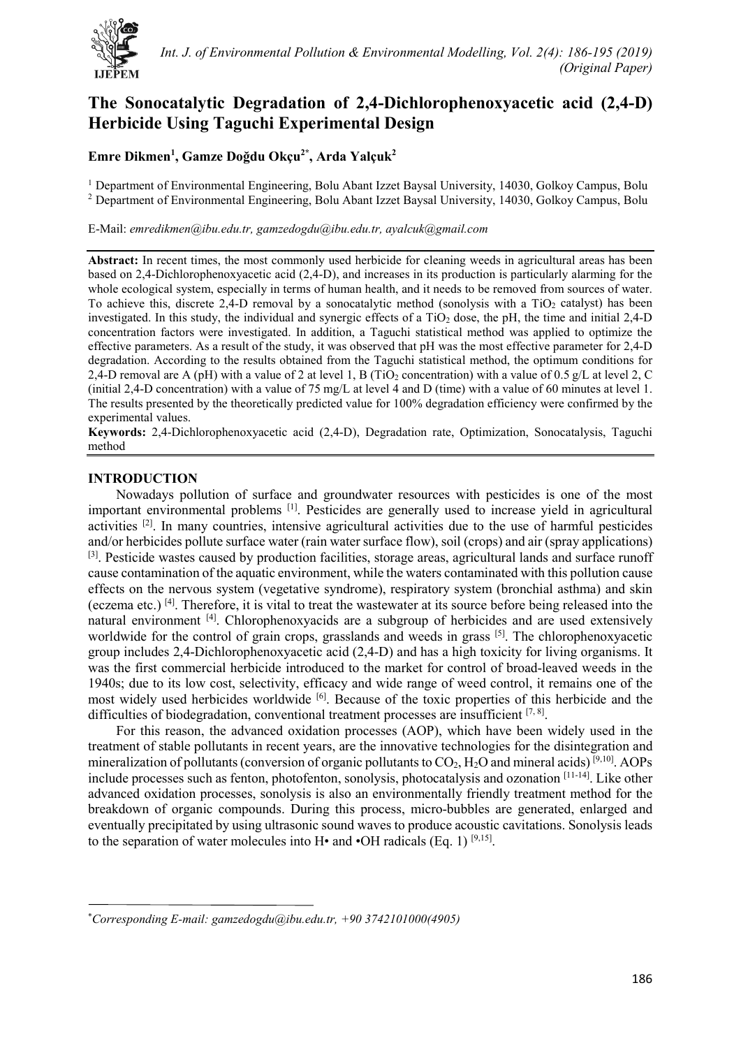# The Sonocatalytic Degradation of 2,4-Dichlorophenoxyacetic acid (2,4-D) Herbicide Using Taguchi Experimental Design

**Emre Dikmen[1], Gamze Doğdu Okçu[2*], Arda Yalçuk[2]**

[1] Department of Environmental Engineering, Bolu Abant Izzet Baysal University, 14030, Golkoy Campus, Bolu
[2] Department of Environmental Engineering, Bolu Abant Izzet Baysal University, 14030, Golkoy Campus, Bolu

E-Mail: *emredikmen@ibu.edu.tr, gamzedogdu@ibu.edu.tr, ayalcuk@gmail.com*

**Abstract:** In recent times, the most commonly used herbicide for cleaning weeds in agricultural areas has been based on 2,4-Dichlorophenoxyacetic acid (2,4-D), and increases in its production is particularly alarming for the whole ecological system, especially in terms of human health, and it needs to be removed from sources of water. To achieve this, discrete 2,4-D removal by a sonocatalytic method (sonolysis with a $TiO_2$ catalyst) has been investigated. In this study, the individual and synergic effects of a $TiO_2$ dose, the pH, the time and initial 2,4-D concentration factors were investigated. In addition, a Taguchi statistical method was applied to optimize the effective parameters. As a result of the study, it was observed that pH was the most effective parameter for 2,4-D degradation. According to the results obtained from the Taguchi statistical method, the optimum conditions for 2,4-D removal are A (pH) with a value of 2 at level 1, B ($TiO_2$ concentration) with a value of 0.5 g/L at level 2, C (initial 2,4-D concentration) with a value of 75 mg/L at level 4 and D (time) with a value of 60 minutes at level 1. The results presented by the theoretically predicted value for 100% degradation efficiency were confirmed by the experimental values.

**Keywords:** 2,4-Dichlorophenoxyacetic acid (2,4-D), Degradation rate, Optimization, Sonocatalysis, Taguchi method

## INTRODUCTION

Nowadays pollution of surface and groundwater resources with pesticides is one of the most important environmental problems [1]. Pesticides are generally used to increase yield in agricultural activities [2]. In many countries, intensive agricultural activities due to the use of harmful pesticides and/or herbicides pollute surface water (rain water surface flow), soil (crops) and air (spray applications) [3]. Pesticide wastes caused by production facilities, storage areas, agricultural lands and surface runoff cause contamination of the aquatic environment, while the waters contaminated with this pollution cause effects on the nervous system (vegetative syndrome), respiratory system (bronchial asthma) and skin (eczema etc.) [4]. Therefore, it is vital to treat the wastewater at its source before being released into the natural environment [4]. Chlorophenoxyacids are a subgroup of herbicides and are used extensively worldwide for the control of grain crops, grasslands and weeds in grass [5]. The chlorophenoxyacetic group includes 2,4-Dichlorophenoxyacetic acid (2,4-D) and has a high toxicity for living organisms. It was the first commercial herbicide introduced to the market for control of broad-leaved weeds in the 1940s; due to its low cost, selectivity, efficacy and wide range of weed control, it remains one of the most widely used herbicides worldwide [6]. Because of the toxic properties of this herbicide and the difficulties of biodegradation, conventional treatment processes are insufficient [7, 8].

For this reason, the advanced oxidation processes (AOP), which have been widely used in the treatment of stable pollutants in recent years, are the innovative technologies for the disintegration and mineralization of pollutants (conversion of organic pollutants to $CO_2$, $H_2O$ and mineral acids) [9,10]. AOPs include processes such as fenton, photofenton, sonolysis, photocatalysis and ozonation [11-14]. Like other advanced oxidation processes, sonolysis is also an environmentally friendly treatment method for the breakdown of organic compounds. During this process, micro-bubbles are generated, enlarged and eventually precipitated by using ultrasonic sound waves to produce acoustic cavitations. Sonolysis leads to the separation of water molecules into H• and •OH radicals (Eq. 1) [9,15].

---

*Corresponding E-mail: gamzedogdu@ibu.edu.tr, +90 3742101000(4905)*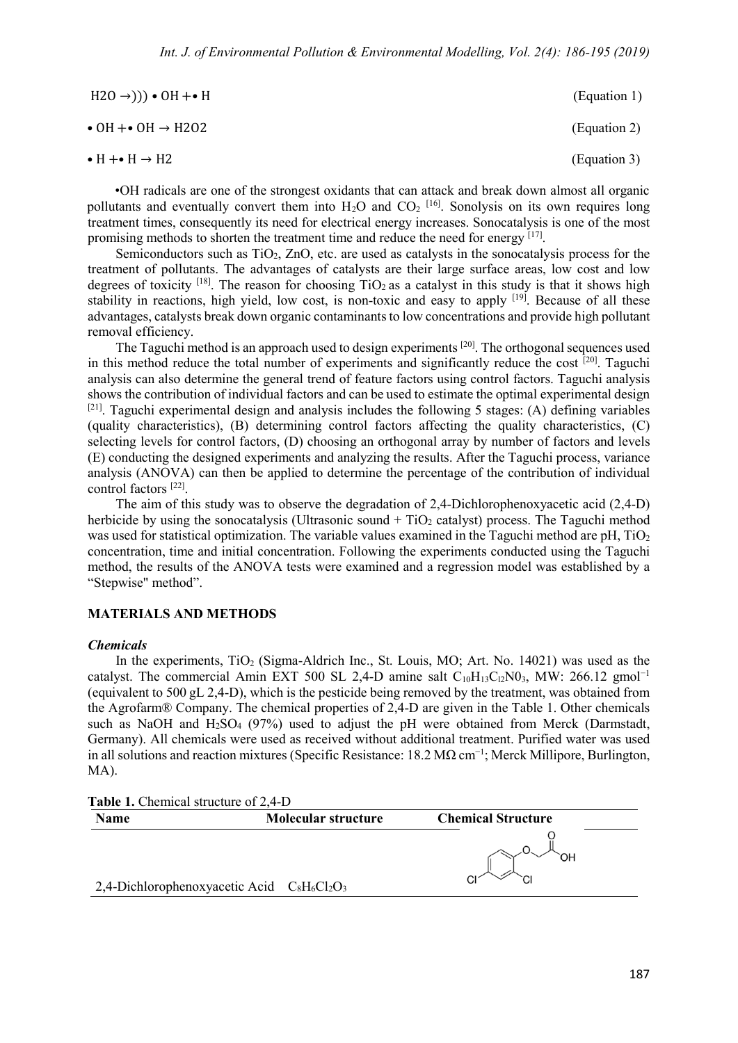$$H_2O \rightarrow ))) \bullet OH + \bullet H \quad \text{(Equation 1)}$$

$$\bullet OH + \bullet OH \rightarrow H_2O_2 \quad \text{(Equation 2)}$$

$$\bullet H + \bullet H \rightarrow H_2 \quad \text{(Equation 3)}$$

•OH radicals are one of the strongest oxidants that can attack and break down almost all organic pollutants and eventually convert them into $H_2O$ and $CO_2$ [16]. Sonolysis on its own requires long treatment times, consequently its need for electrical energy increases. Sonocatalysis is one of the most promising methods to shorten the treatment time and reduce the need for energy [17].

Semiconductors such as $TiO_2$, ZnO, etc. are used as catalysts in the sonocatalysis process for the treatment of pollutants. The advantages of catalysts are their large surface areas, low cost and low degrees of toxicity [18]. The reason for choosing $TiO_2$ as a catalyst in this study is that it shows high stability in reactions, high yield, low cost, is non-toxic and easy to apply [19]. Because of all these advantages, catalysts break down organic contaminants to low concentrations and provide high pollutant removal efficiency.

The Taguchi method is an approach used to design experiments [20]. The orthogonal sequences used in this method reduce the total number of experiments and significantly reduce the cost [20]. Taguchi analysis can also determine the general trend of feature factors using control factors. Taguchi analysis shows the contribution of individual factors and can be used to estimate the optimal experimental design [21]. Taguchi experimental design and analysis includes the following 5 stages: (A) defining variables (quality characteristics), (B) determining control factors affecting the quality characteristics, (C) selecting levels for control factors, (D) choosing an orthogonal array by number of factors and levels (E) conducting the designed experiments and analyzing the results. After the Taguchi process, variance analysis (ANOVA) can then be applied to determine the percentage of the contribution of individual control factors [22].

The aim of this study was to observe the degradation of 2,4-Dichlorophenoxyacetic acid (2,4-D) herbicide by using the sonocatalysis (Ultrasonic sound + $TiO_2$ catalyst) process. The Taguchi method was used for statistical optimization. The variable values examined in the Taguchi method are pH, $TiO_2$ concentration, time and initial concentration. Following the experiments conducted using the Taguchi method, the results of the ANOVA tests were examined and a regression model was established by a "Stepwise" method".

## MATERIALS AND METHODS

### *Chemicals*

In the experiments, $TiO_2$ (Sigma-Aldrich Inc., St. Louis, MO; Art. No. 14021) was used as the catalyst. The commercial Amin EXT 500 SL 2,4-D amine salt $C_{10}H_{13}Cl_2NO_3$, MW: 266.12 $gmol^{-1}$ (equivalent to 500 gL 2,4-D), which is the pesticide being removed by the treatment, was obtained from the Agrofarm® Company. The chemical properties of 2,4-D are given in the Table 1. Other chemicals such as NaOH and $H_2SO_4$ (97%) used to adjust the pH were obtained from Merck (Darmstadt, Germany). All chemicals were used as received without additional treatment. Purified water was used in all solutions and reaction mixtures (Specific Resistance: 18.2 MΩ $cm^{-1}$; Merck Millipore, Burlington, MA).

**Table 1.** Chemical structure of 2,4-D

| Name | Molecular structure | Chemical Structure |
| --- | --- | --- |
| 2,4-Dichlorophenoxyacetic Acid | $C_8H_6Cl_2O_3$ | |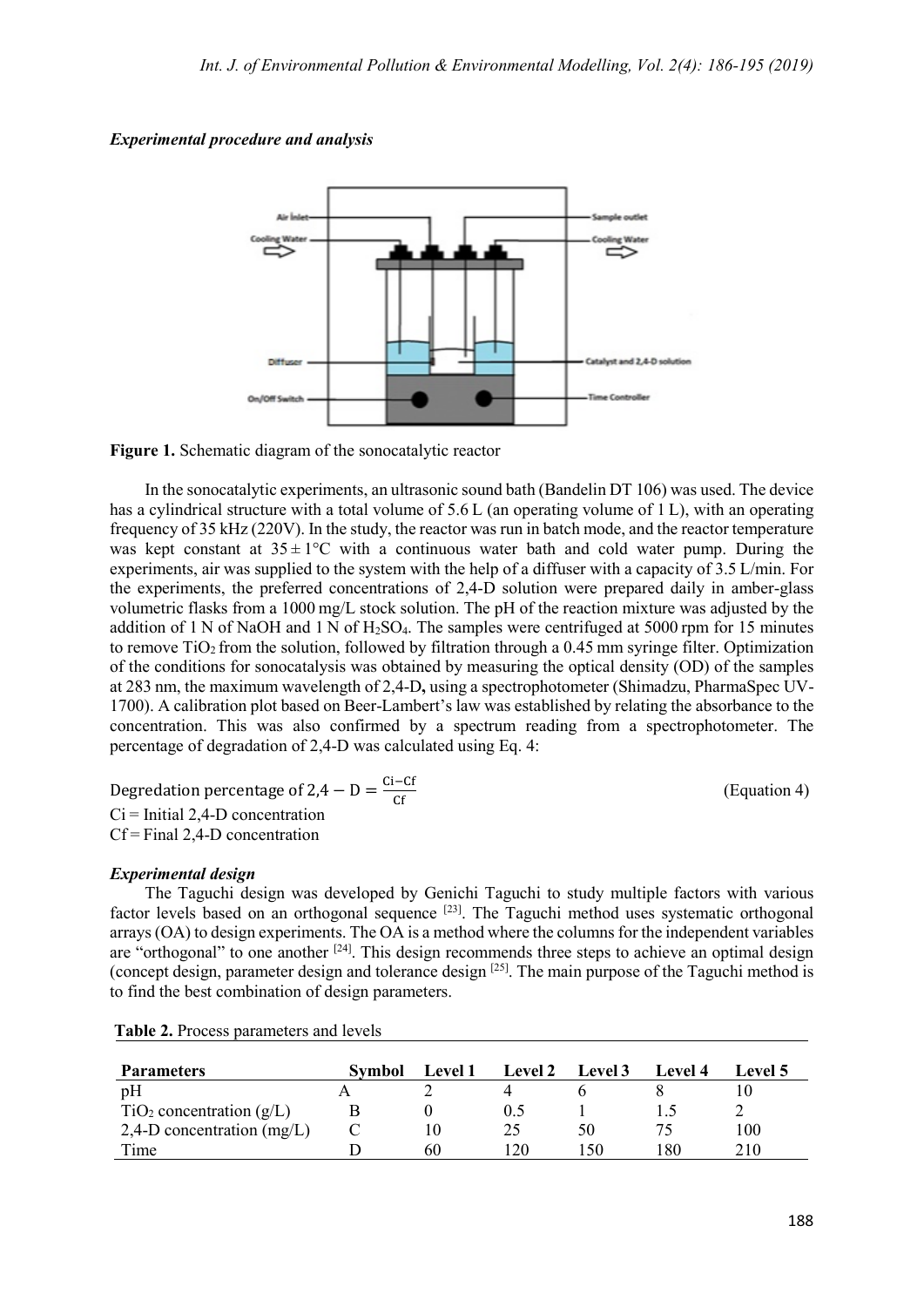***Experimental procedure and analysis***

**Figure 1.** Schematic diagram of the sonocatalytic reactor

In the sonocatalytic experiments, an ultrasonic sound bath (Bandelin DT 106) was used. The device has a cylindrical structure with a total volume of 5.6 L (an operating volume of 1 L), with an operating frequency of 35 kHz (220V). In the study, the reactor was run in batch mode, and the reactor temperature was kept constant at $35 \pm 1°C$ with a continuous water bath and cold water pump. During the experiments, air was supplied to the system with the help of a diffuser with a capacity of 3.5 L/min. For the experiments, the preferred concentrations of 2,4-D solution were prepared daily in amber-glass volumetric flasks from a 1000 mg/L stock solution. The pH of the reaction mixture was adjusted by the addition of 1 N of NaOH and 1 N of $H_2SO_4$. The samples were centrifuged at 5000 rpm for 15 minutes to remove $TiO_2$ from the solution, followed by filtration through a 0.45 mm syringe filter. Optimization of the conditions for sonocatalysis was obtained by measuring the optical density (OD) of the samples at 283 nm, the maximum wavelength of 2,4-D**,** using a spectrophotometer (Shimadzu, PharmaSpec UV-1700). A calibration plot based on Beer-Lambert's law was established by relating the absorbance to the concentration. This was also confirmed by a spectrum reading from a spectrophotometer. The percentage of degradation of 2,4-D was calculated using Eq. 4:

$$\text{Degredation percentage of } 2{,}4-\text{D} = \frac{\text{Ci}-\text{Cf}}{\text{Cf}} \quad \text{(Equation 4)}$$

Ci = Initial 2,4-D concentration
Cf = Final 2,4-D concentration

***Experimental design***

The Taguchi design was developed by Genichi Taguchi to study multiple factors with various factor levels based on an orthogonal sequence [23]. The Taguchi method uses systematic orthogonal arrays (OA) to design experiments. The OA is a method where the columns for the independent variables are "orthogonal" to one another [24]. This design recommends three steps to achieve an optimal design (concept design, parameter design and tolerance design [25]. The main purpose of the Taguchi method is to find the best combination of design parameters.

**Table 2.** Process parameters and levels

| Parameters | Symbol | Level 1 | Level 2 | Level 3 | Level 4 | Level 5 |
|---|---|---|---|---|---|---|
| pH | A | 2 | 4 | 6 | 8 | 10 |
| $TiO_2$ concentration (g/L) | B | 0 | 0.5 | 1 | 1.5 | 2 |
| 2,4-D concentration (mg/L) | C | 10 | 25 | 50 | 75 | 100 |
| Time | D | 60 | 120 | 150 | 180 | 210 |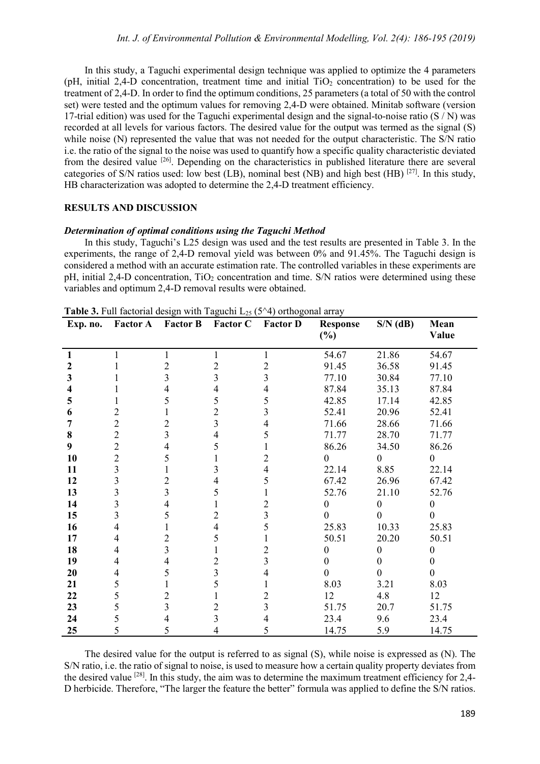In this study, a Taguchi experimental design technique was applied to optimize the 4 parameters (pH, initial 2,4-D concentration, treatment time and initial $TiO_2$ concentration) to be used for the treatment of 2,4-D. In order to find the optimum conditions, 25 parameters (a total of 50 with the control set) were tested and the optimum values for removing 2,4-D were obtained. Minitab software (version 17-trial edition) was used for the Taguchi experimental design and the signal-to-noise ratio (S / N) was recorded at all levels for various factors. The desired value for the output was termed as the signal (S) while noise (N) represented the value that was not needed for the output characteristic. The S/N ratio i.e. the ratio of the signal to the noise was used to quantify how a specific quality characteristic deviated from the desired value [26]. Depending on the characteristics in published literature there are several categories of S/N ratios used: low best (LB), nominal best (NB) and high best (HB) [27]. In this study, HB characterization was adopted to determine the 2,4-D treatment efficiency.

## RESULTS AND DISCUSSION

### *Determination of optimal conditions using the Taguchi Method*

In this study, Taguchi's L25 design was used and the test results are presented in Table 3. In the experiments, the range of 2,4-D removal yield was between 0% and 91.45%. The Taguchi design is considered a method with an accurate estimation rate. The controlled variables in these experiments are pH, initial 2,4-D concentration, $TiO_2$ concentration and time. S/N ratios were determined using these variables and optimum 2,4-D removal results were obtained.

**Table 3.** Full factorial design with Taguchi $L_{25}$ (5^4) orthogonal array

| Exp. no. | Factor A | Factor B | Factor C | Factor D | Response (%) | S/N (dB) | Mean Value |
|---|---|---|---|---|---|---|---|
| **1** | 1 | 1 | 1 | 1 | 54.67 | 21.86 | 54.67 |
| **2** | 1 | 2 | 2 | 2 | 91.45 | 36.58 | 91.45 |
| **3** | 1 | 3 | 3 | 3 | 77.10 | 30.84 | 77.10 |
| **4** | 1 | 4 | 4 | 4 | 87.84 | 35.13 | 87.84 |
| **5** | 1 | 5 | 5 | 5 | 42.85 | 17.14 | 42.85 |
| **6** | 2 | 1 | 2 | 3 | 52.41 | 20.96 | 52.41 |
| **7** | 2 | 2 | 3 | 4 | 71.66 | 28.66 | 71.66 |
| **8** | 2 | 3 | 4 | 5 | 71.77 | 28.70 | 71.77 |
| **9** | 2 | 4 | 5 | 1 | 86.26 | 34.50 | 86.26 |
| **10** | 2 | 5 | 1 | 2 | 0 | 0 | 0 |
| **11** | 3 | 1 | 3 | 4 | 22.14 | 8.85 | 22.14 |
| **12** | 3 | 2 | 4 | 5 | 67.42 | 26.96 | 67.42 |
| **13** | 3 | 3 | 5 | 1 | 52.76 | 21.10 | 52.76 |
| **14** | 3 | 4 | 1 | 2 | 0 | 0 | 0 |
| **15** | 3 | 5 | 2 | 3 | 0 | 0 | 0 |
| **16** | 4 | 1 | 4 | 5 | 25.83 | 10.33 | 25.83 |
| **17** | 4 | 2 | 5 | 1 | 50.51 | 20.20 | 50.51 |
| **18** | 4 | 3 | 1 | 2 | 0 | 0 | 0 |
| **19** | 4 | 4 | 2 | 3 | 0 | 0 | 0 |
| **20** | 4 | 5 | 3 | 4 | 0 | 0 | 0 |
| **21** | 5 | 1 | 5 | 1 | 8.03 | 3.21 | 8.03 |
| **22** | 5 | 2 | 1 | 2 | 12 | 4.8 | 12 |
| **23** | 5 | 3 | 2 | 3 | 51.75 | 20.7 | 51.75 |
| **24** | 5 | 4 | 3 | 4 | 23.4 | 9.6 | 23.4 |
| **25** | 5 | 5 | 4 | 5 | 14.75 | 5.9 | 14.75 |

The desired value for the output is referred to as signal (S), while noise is expressed as (N). The S/N ratio, i.e. the ratio of signal to noise, is used to measure how a certain quality property deviates from the desired value [28]. In this study, the aim was to determine the maximum treatment efficiency for 2,4-D herbicide. Therefore, "The larger the feature the better" formula was applied to define the S/N ratios.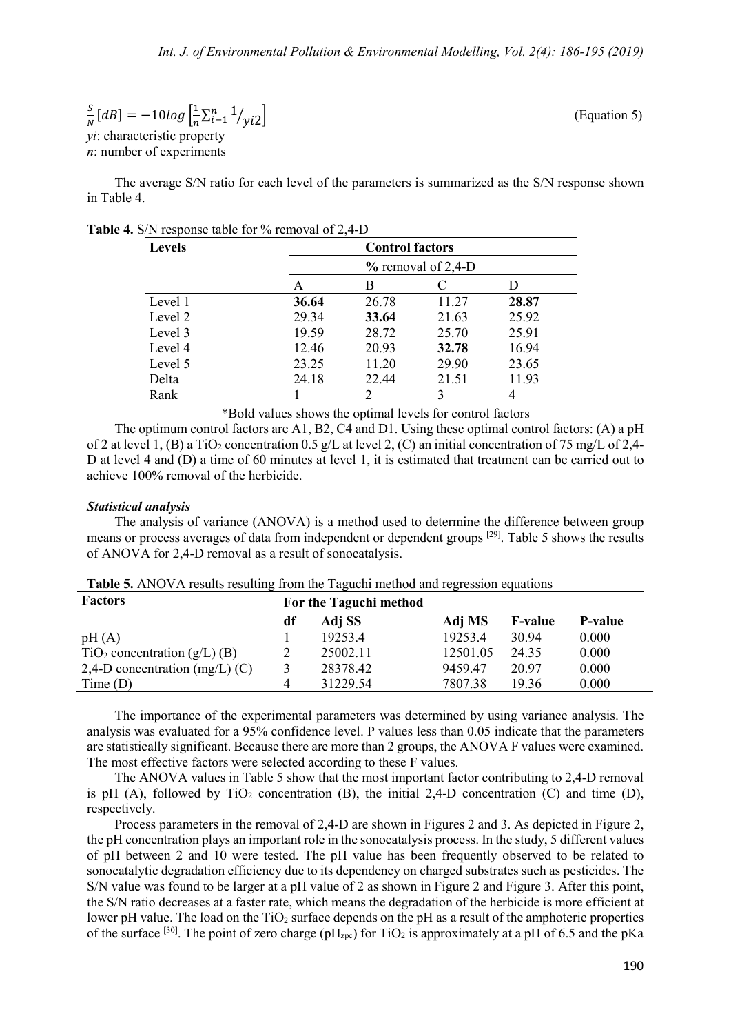$$\frac{S}{N}[dB] = -10\log\left[\frac{1}{n}\sum_{i-1}^{n} 1/_{yi2}\right] \quad \text{(Equation 5)}$$

$yi$: characteristic property
$n$: number of experiments

The average S/N ratio for each level of the parameters is summarized as the S/N response shown in Table 4.

**Table 4.** S/N response table for % removal of 2,4-D

| Levels | Control factors | | | |
|---|---|---|---|---|
| | % removal of 2,4-D | | | |
| | A | B | C | D |
| Level 1 | **36.64** | 26.78 | 11.27 | **28.87** |
| Level 2 | 29.34 | **33.64** | 21.63 | 25.92 |
| Level 3 | 19.59 | 28.72 | 25.70 | 25.91 |
| Level 4 | 12.46 | 20.93 | **32.78** | 16.94 |
| Level 5 | 23.25 | 11.20 | 29.90 | 23.65 |
| Delta | 24.18 | 22.44 | 21.51 | 11.93 |
| Rank | 1 | 2 | 3 | 4 |

*Bold values shows the optimal levels for control factors

The optimum control factors are A1, B2, C4 and D1. Using these optimal control factors: (A) a pH of 2 at level 1, (B) a $TiO_2$ concentration 0.5 g/L at level 2, (C) an initial concentration of 75 mg/L of 2,4-D at level 4 and (D) a time of 60 minutes at level 1, it is estimated that treatment can be carried out to achieve 100% removal of the herbicide.

***Statistical analysis***

The analysis of variance (ANOVA) is a method used to determine the difference between group means or process averages of data from independent or dependent groups [29]. Table 5 shows the results of ANOVA for 2,4-D removal as a result of sonocatalysis.

**Table 5.** ANOVA results resulting from the Taguchi method and regression equations

| Factors | For the Taguchi method | | | | |
|---|---|---|---|---|---|
| | df | Adj SS | Adj MS | F-value | P-value |
| pH (A) | 1 | 19253.4 | 19253.4 | 30.94 | 0.000 |
| $TiO_2$ concentration (g/L) (B) | 2 | 25002.11 | 12501.05 | 24.35 | 0.000 |
| 2,4-D concentration (mg/L) (C) | 3 | 28378.42 | 9459.47 | 20.97 | 0.000 |
| Time (D) | 4 | 31229.54 | 7807.38 | 19.36 | 0.000 |

The importance of the experimental parameters was determined by using variance analysis. The analysis was evaluated for a 95% confidence level. P values less than 0.05 indicate that the parameters are statistically significant. Because there are more than 2 groups, the ANOVA F values were examined. The most effective factors were selected according to these F values.

The ANOVA values in Table 5 show that the most important factor contributing to 2,4-D removal is pH (A), followed by $TiO_2$ concentration (B), the initial 2,4-D concentration (C) and time (D), respectively.

Process parameters in the removal of 2,4-D are shown in Figures 2 and 3. As depicted in Figure 2, the pH concentration plays an important role in the sonocatalysis process. In the study, 5 different values of pH between 2 and 10 were tested. The pH value has been frequently observed to be related to sonocatalytic degradation efficiency due to its dependency on charged substrates such as pesticides. The S/N value was found to be larger at a pH value of 2 as shown in Figure 2 and Figure 3. After this point, the S/N ratio decreases at a faster rate, which means the degradation of the herbicide is more efficient at lower pH value. The load on the $TiO_2$ surface depends on the pH as a result of the amphoteric properties of the surface [30]. The point of zero charge ($pH_{zpc}$) for $TiO_2$ is approximately at a pH of 6.5 and the pKa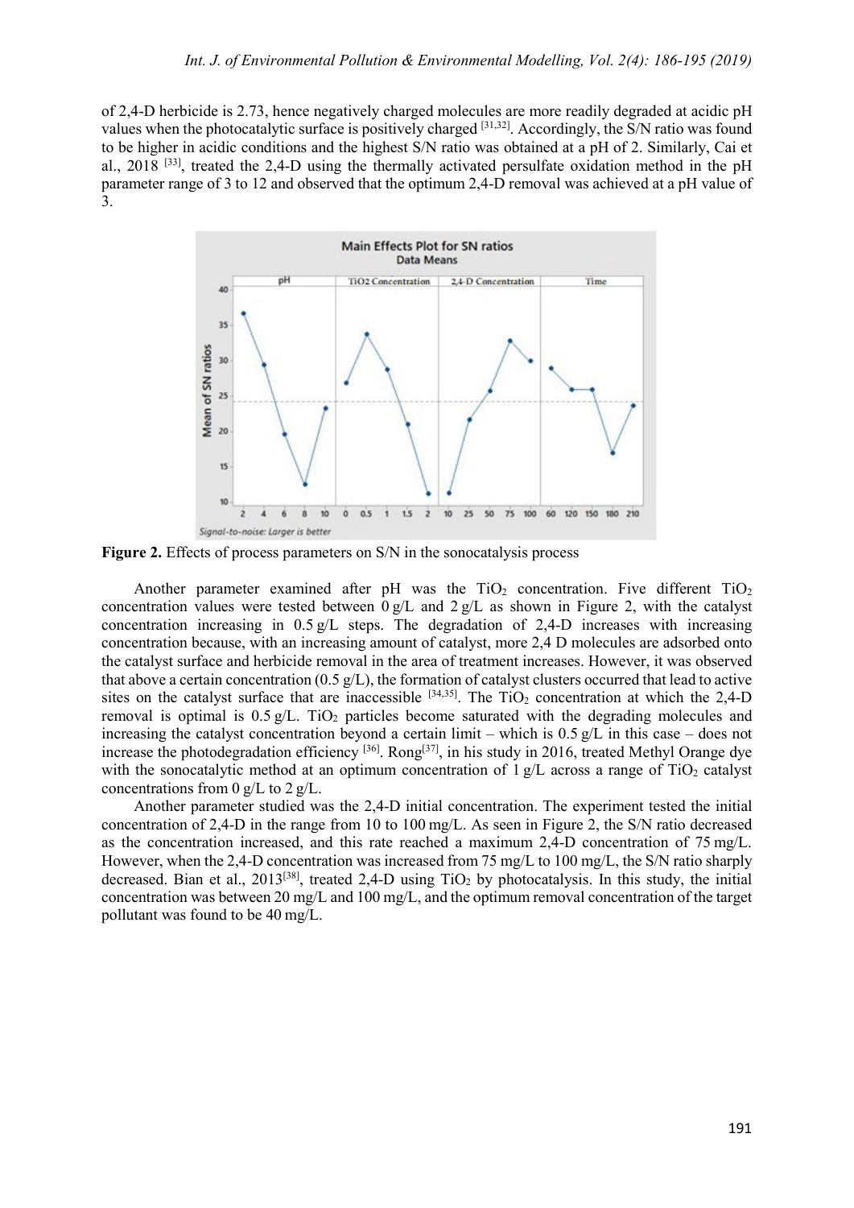of 2,4-D herbicide is 2.73, hence negatively charged molecules are more readily degraded at acidic pH values when the photocatalytic surface is positively charged [31,32]. Accordingly, the S/N ratio was found to be higher in acidic conditions and the highest S/N ratio was obtained at a pH of 2. Similarly, Cai et al., 2018 [33], treated the 2,4-D using the thermally activated persulfate oxidation method in the pH parameter range of 3 to 12 and observed that the optimum 2,4-D removal was achieved at a pH value of 3.

**Figure 2.** Effects of process parameters on S/N in the sonocatalysis process

Another parameter examined after pH was the $TiO_2$ concentration. Five different $TiO_2$ concentration values were tested between 0 g/L and 2 g/L as shown in Figure 2, with the catalyst concentration increasing in 0.5 g/L steps. The degradation of 2,4-D increases with increasing concentration because, with an increasing amount of catalyst, more 2,4 D molecules are adsorbed onto the catalyst surface and herbicide removal in the area of treatment increases. However, it was observed that above a certain concentration (0.5 g/L), the formation of catalyst clusters occurred that lead to active sites on the catalyst surface that are inaccessible [34,35]. The $TiO_2$ concentration at which the 2,4-D removal is optimal is 0.5 g/L. $TiO_2$ particles become saturated with the degrading molecules and increasing the catalyst concentration beyond a certain limit – which is 0.5 g/L in this case – does not increase the photodegradation efficiency [36]. Rong[37], in his study in 2016, treated Methyl Orange dye with the sonocatalytic method at an optimum concentration of 1 g/L across a range of $TiO_2$ catalyst concentrations from 0 g/L to 2 g/L.

Another parameter studied was the 2,4-D initial concentration. The experiment tested the initial concentration of 2,4-D in the range from 10 to 100 mg/L. As seen in Figure 2, the S/N ratio decreased as the concentration increased, and this rate reached a maximum 2,4-D concentration of 75 mg/L. However, when the 2,4-D concentration was increased from 75 mg/L to 100 mg/L, the S/N ratio sharply decreased. Bian et al., 2013[38], treated 2,4-D using $TiO_2$ by photocatalysis. In this study, the initial concentration was between 20 mg/L and 100 mg/L, and the optimum removal concentration of the target pollutant was found to be 40 mg/L.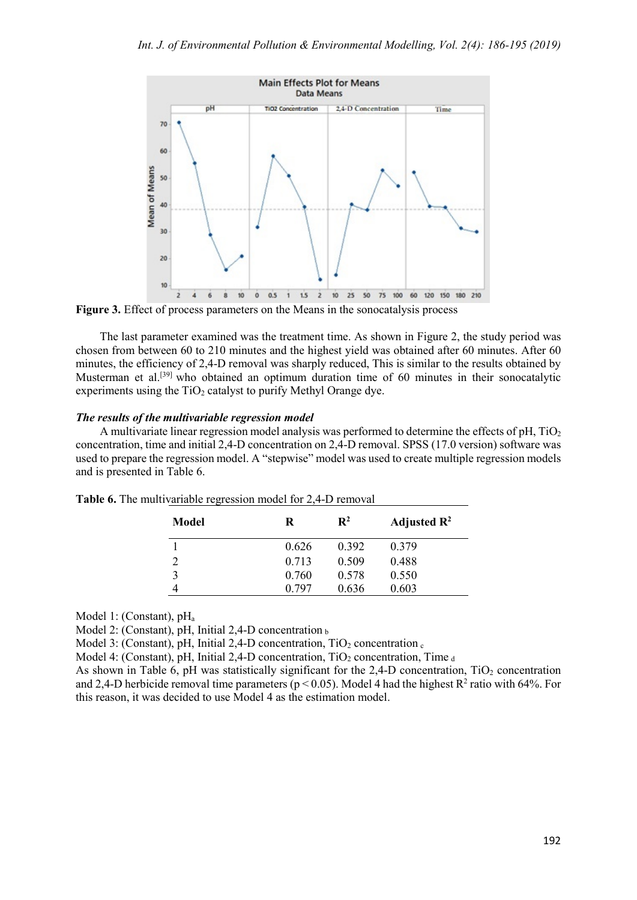Figure 3. Effect of process parameters on the Means in the sonocatalysis process

The last parameter examined was the treatment time. As shown in Figure 2, the study period was chosen from between 60 to 210 minutes and the highest yield was obtained after 60 minutes. After 60 minutes, the efficiency of 2,4-D removal was sharply reduced, This is similar to the results obtained by Musterman et al.[39] who obtained an optimum duration time of 60 minutes in their sonocatalytic experiments using the $TiO_2$ catalyst to purify Methyl Orange dye.

### *The results of the multivariable regression model*

A multivariate linear regression model analysis was performed to determine the effects of pH, $TiO_2$ concentration, time and initial 2,4-D concentration on 2,4-D removal. SPSS (17.0 version) software was used to prepare the regression model. A "stepwise" model was used to create multiple regression models and is presented in Table 6.

**Table 6.** The multivariable regression model for 2,4-D removal

| Model | R | $R^2$ | Adjusted $R^2$ |
|---|---|---|---|
| 1 | 0.626 | 0.392 | 0.379 |
| 2 | 0.713 | 0.509 | 0.488 |
| 3 | 0.760 | 0.578 | 0.550 |
| 4 | 0.797 | 0.636 | 0.603 |

Model 1: (Constant), pH $_a$

Model 2: (Constant), pH, Initial 2,4-D concentration $_b$

Model 3: (Constant), pH, Initial 2,4-D concentration, $TiO_2$ concentration $_c$

Model 4: (Constant), pH, Initial 2,4-D concentration, $TiO_2$ concentration, Time $_d$

As shown in Table 6, pH was statistically significant for the 2,4-D concentration, $TiO_2$ concentration and 2,4-D herbicide removal time parameters ($p < 0.05$). Model 4 had the highest $R^2$ ratio with 64%. For this reason, it was decided to use Model 4 as the estimation model.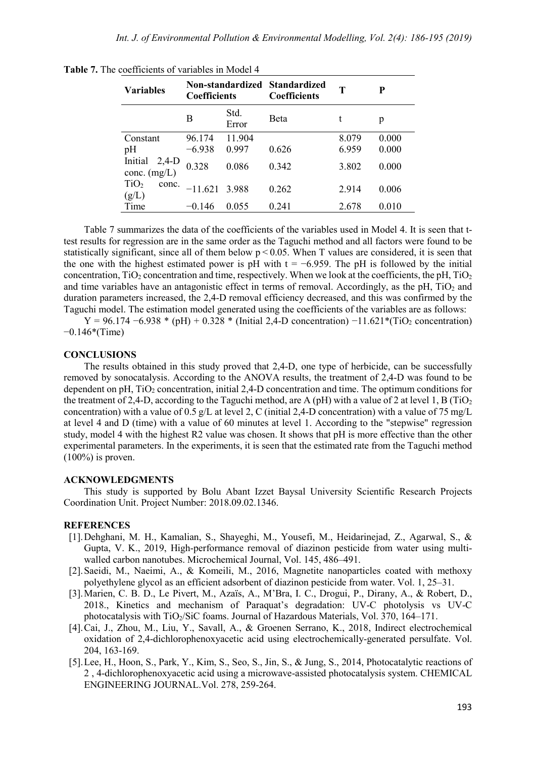**Table 7.** The coefficients of variables in Model 4

| Variables | Non-standardized Coefficients | | Standardized Coefficients | T | P |
|---|---|---|---|---|---|
| | B | Std. Error | Beta | t | p |
| Constant | 96.174 | 11.904 | | 8.079 | 0.000 |
| pH | −6.938 | 0.997 | 0.626 | 6.959 | 0.000 |
| Initial 2,4-D conc. (mg/L) | 0.328 | 0.086 | 0.342 | 3.802 | 0.000 |
| $TiO_2$ conc. (g/L) | −11.621 | 3.988 | 0.262 | 2.914 | 0.006 |
| Time | −0.146 | 0.055 | 0.241 | 2.678 | 0.010 |

Table 7 summarizes the data of the coefficients of the variables used in Model 4. It is seen that t-test results for regression are in the same order as the Taguchi method and all factors were found to be statistically significant, since all of them below $p < 0.05$. When T values are considered, it is seen that the one with the highest estimated power is pH with $t = -6.959$. The pH is followed by the initial concentration, $TiO_2$ concentration and time, respectively. When we look at the coefficients, the pH, $TiO_2$ and time variables have an antagonistic effect in terms of removal. Accordingly, as the pH, $TiO_2$ and duration parameters increased, the 2,4-D removal efficiency decreased, and this was confirmed by the Taguchi model. The estimation model generated using the coefficients of the variables are as follows:

Y = 96.174 −6.938 * (pH) + 0.328 * (Initial 2,4-D concentration) −11.621*($TiO_2$ concentration) −0.146*(Time)

## CONCLUSIONS

The results obtained in this study proved that 2,4-D, one type of herbicide, can be successfully removed by sonocatalysis. According to the ANOVA results, the treatment of 2,4-D was found to be dependent on pH, $TiO_2$ concentration, initial 2,4-D concentration and time. The optimum conditions for the treatment of 2,4-D, according to the Taguchi method, are A (pH) with a value of 2 at level 1, B ($TiO_2$ concentration) with a value of 0.5 g/L at level 2, C (initial 2,4-D concentration) with a value of 75 mg/L at level 4 and D (time) with a value of 60 minutes at level 1. According to the "stepwise" regression study, model 4 with the highest R2 value was chosen. It shows that pH is more effective than the other experimental parameters. In the experiments, it is seen that the estimated rate from the Taguchi method (100%) is proven.

## ACKNOWLEDGMENTS

This study is supported by Bolu Abant Izzet Baysal University Scientific Research Projects Coordination Unit. Project Number: 2018.09.02.1346.

## REFERENCES

[1]. Dehghani, M. H., Kamalian, S., Shayeghi, M., Yousefi, M., Heidarinejad, Z., Agarwal, S., & Gupta, V. K., 2019, High-performance removal of diazinon pesticide from water using multi-walled carbon nanotubes. Microchemical Journal, Vol. 145, 486–491.

[2]. Saeidi, M., Naeimi, A., & Komeili, M., 2016, Magnetite nanoparticles coated with methoxy polyethylene glycol as an efficient adsorbent of diazinon pesticide from water. Vol. 1, 25–31.

[3]. Marien, C. B. D., Le Pivert, M., Azaïs, A., M'Bra, I. C., Drogui, P., Dirany, A., & Robert, D., 2018., Kinetics and mechanism of Paraquat's degradation: UV-C photolysis vs UV-C photocatalysis with $TiO_2$/SiC foams. Journal of Hazardous Materials, Vol. 370, 164–171.

[4]. Cai, J., Zhou, M., Liu, Y., Savall, A., & Groenen Serrano, K., 2018, Indirect electrochemical oxidation of 2,4-dichlorophenoxyacetic acid using electrochemically-generated persulfate. Vol. 204, 163-169.

[5]. Lee, H., Hoon, S., Park, Y., Kim, S., Seo, S., Jin, S., & Jung, S., 2014, Photocatalytic reactions of 2 , 4-dichlorophenoxyacetic acid using a microwave-assisted photocatalysis system. CHEMICAL ENGINEERING JOURNAL.Vol. 278, 259-264.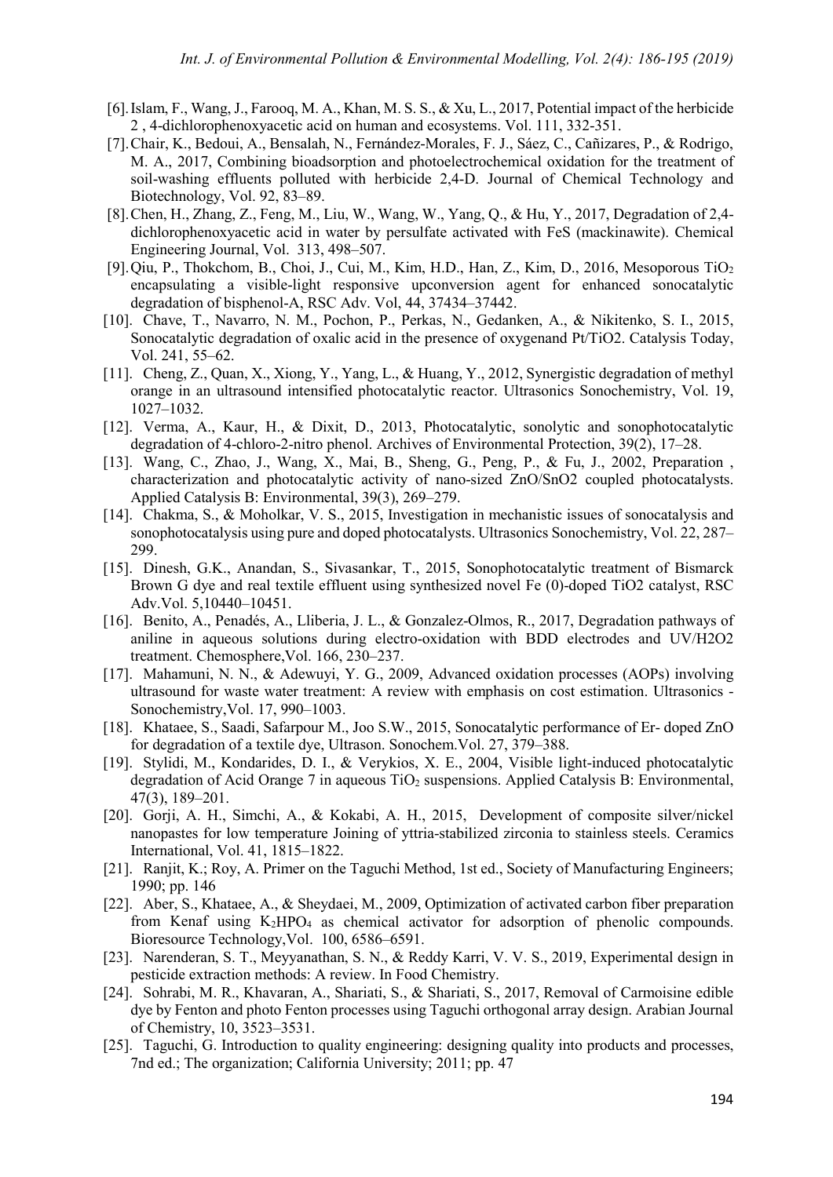[6]. Islam, F., Wang, J., Farooq, M. A., Khan, M. S. S., & Xu, L., 2017, Potential impact of the herbicide 2 , 4-dichlorophenoxyacetic acid on human and ecosystems. Vol. 111, 332-351.

[7]. Chair, K., Bedoui, A., Bensalah, N., Fernández-Morales, F. J., Sáez, C., Cañizares, P., & Rodrigo, M. A., 2017, Combining bioadsorption and photoelectrochemical oxidation for the treatment of soil-washing effluents polluted with herbicide 2,4-D. Journal of Chemical Technology and Biotechnology, Vol. 92, 83–89.

[8]. Chen, H., Zhang, Z., Feng, M., Liu, W., Wang, W., Yang, Q., & Hu, Y., 2017, Degradation of 2,4-dichlorophenoxyacetic acid in water by persulfate activated with FeS (mackinawite). Chemical Engineering Journal, Vol. 313, 498–507.

[9]. Qiu, P., Thokchom, B., Choi, J., Cui, M., Kim, H.D., Han, Z., Kim, D., 2016, Mesoporous $TiO_2$ encapsulating a visible-light responsive upconversion agent for enhanced sonocatalytic degradation of bisphenol-A, RSC Adv. Vol, 44, 37434–37442.

[10]. Chave, T., Navarro, N. M., Pochon, P., Perkas, N., Gedanken, A., & Nikitenko, S. I., 2015, Sonocatalytic degradation of oxalic acid in the presence of oxygenand Pt/TiO2. Catalysis Today, Vol. 241, 55–62.

[11]. Cheng, Z., Quan, X., Xiong, Y., Yang, L., & Huang, Y., 2012, Synergistic degradation of methyl orange in an ultrasound intensified photocatalytic reactor. Ultrasonics Sonochemistry, Vol. 19, 1027–1032.

[12]. Verma, A., Kaur, H., & Dixit, D., 2013, Photocatalytic, sonolytic and sonophotocatalytic degradation of 4-chloro-2-nitro phenol. Archives of Environmental Protection, 39(2), 17–28.

[13]. Wang, C., Zhao, J., Wang, X., Mai, B., Sheng, G., Peng, P., & Fu, J., 2002, Preparation , characterization and photocatalytic activity of nano-sized ZnO/SnO2 coupled photocatalysts. Applied Catalysis B: Environmental, 39(3), 269–279.

[14]. Chakma, S., & Moholkar, V. S., 2015, Investigation in mechanistic issues of sonocatalysis and sonophotocatalysis using pure and doped photocatalysts. Ultrasonics Sonochemistry, Vol. 22, 287–299.

[15]. Dinesh, G.K., Anandan, S., Sivasankar, T., 2015, Sonophotocatalytic treatment of Bismarck Brown G dye and real textile effluent using synthesized novel Fe (0)-doped TiO2 catalyst, RSC Adv.Vol. 5,10440–10451.

[16]. Benito, A., Penadés, A., Lliberia, J. L., & Gonzalez-Olmos, R., 2017, Degradation pathways of aniline in aqueous solutions during electro-oxidation with BDD electrodes and UV/H2O2 treatment. Chemosphere,Vol. 166, 230–237.

[17]. Mahamuni, N. N., & Adewuyi, Y. G., 2009, Advanced oxidation processes (AOPs) involving ultrasound for waste water treatment: A review with emphasis on cost estimation. Ultrasonics - Sonochemistry,Vol. 17, 990–1003.

[18]. Khataee, S., Saadi, Safarpour M., Joo S.W., 2015, Sonocatalytic performance of Er- doped ZnO for degradation of a textile dye, Ultrason. Sonochem.Vol. 27, 379–388.

[19]. Stylidi, M., Kondarides, D. I., & Verykios, X. E., 2004, Visible light-induced photocatalytic degradation of Acid Orange 7 in aqueous $TiO_2$ suspensions. Applied Catalysis B: Environmental, 47(3), 189–201.

[20]. Gorji, A. H., Simchi, A., & Kokabi, A. H., 2015, Development of composite silver/nickel nanopastes for low temperature Joining of yttria-stabilized zirconia to stainless steels. Ceramics International, Vol. 41, 1815–1822.

[21]. Ranjit, K.; Roy, A. Primer on the Taguchi Method, 1st ed., Society of Manufacturing Engineers; 1990; pp. 146

[22]. Aber, S., Khataee, A., & Sheydaei, M., 2009, Optimization of activated carbon fiber preparation from Kenaf using $K_2HPO_4$ as chemical activator for adsorption of phenolic compounds. Bioresource Technology,Vol. 100, 6586–6591.

[23]. Narenderan, S. T., Meyyanathan, S. N., & Reddy Karri, V. V. S., 2019, Experimental design in pesticide extraction methods: A review. In Food Chemistry.

[24]. Sohrabi, M. R., Khavaran, A., Shariati, S., & Shariati, S., 2017, Removal of Carmoisine edible dye by Fenton and photo Fenton processes using Taguchi orthogonal array design. Arabian Journal of Chemistry, 10, 3523–3531.

[25]. Taguchi, G. Introduction to quality engineering: designing quality into products and processes, 7nd ed.; The organization; California University; 2011; pp. 47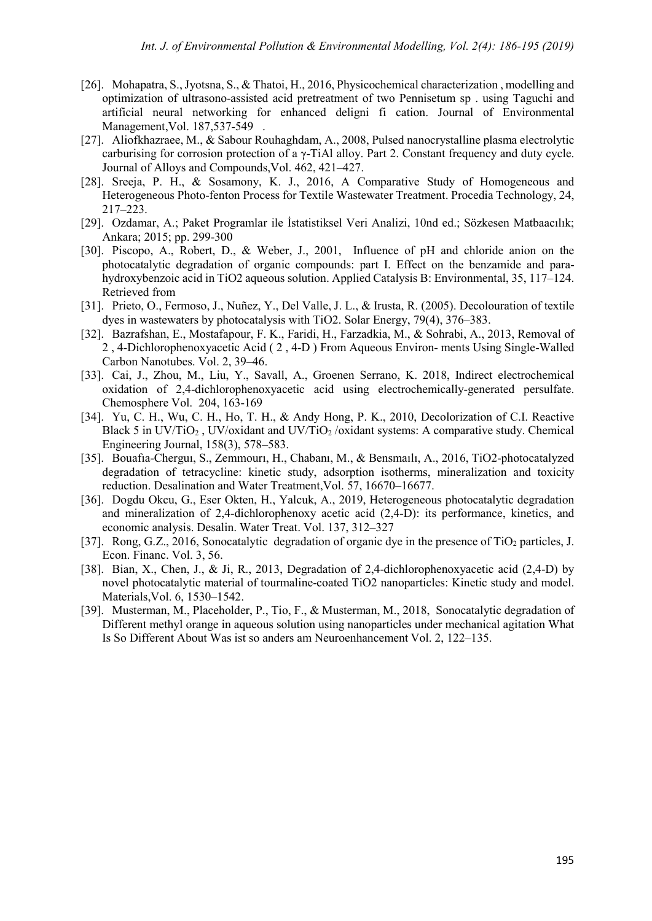[26]. Mohapatra, S., Jyotsna, S., & Thatoi, H., 2016, Physicochemical characterization , modelling and optimization of ultrasono-assisted acid pretreatment of two Pennisetum sp . using Taguchi and artificial neural networking for enhanced deligni fi cation. Journal of Environmental Management,Vol. 187,537-549 .

[27]. Aliofkhazraee, M., & Sabour Rouhaghdam, A., 2008, Pulsed nanocrystalline plasma electrolytic carburising for corrosion protection of a γ-TiAl alloy. Part 2. Constant frequency and duty cycle. Journal of Alloys and Compounds,Vol. 462, 421–427.

[28]. Sreeja, P. H., & Sosamony, K. J., 2016, A Comparative Study of Homogeneous and Heterogeneous Photo-fenton Process for Textile Wastewater Treatment. Procedia Technology, 24, 217–223.

[29]. Ozdamar, A.; Paket Programlar ile İstatistiksel Veri Analizi, 10nd ed.; Sözkesen Matbaacılık; Ankara; 2015; pp. 299-300

[30]. Piscopo, A., Robert, D., & Weber, J., 2001, Influence of pH and chloride anion on the photocatalytic degradation of organic compounds: part I. Effect on the benzamide and para-hydroxybenzoic acid in TiO2 aqueous solution. Applied Catalysis B: Environmental, 35, 117–124. Retrieved from

[31]. Prieto, O., Fermoso, J., Nuñez, Y., Del Valle, J. L., & Irusta, R. (2005). Decolouration of textile dyes in wastewaters by photocatalysis with TiO2. Solar Energy, 79(4), 376–383.

[32]. Bazrafshan, E., Mostafapour, F. K., Faridi, H., Farzadkia, M., & Sohrabi, A., 2013, Removal of 2 , 4-Dichlorophenoxyacetic Acid ( 2 , 4-D ) From Aqueous Environ- ments Using Single-Walled Carbon Nanotubes. Vol. 2, 39–46.

[33]. Cai, J., Zhou, M., Liu, Y., Savall, A., Groenen Serrano, K. 2018, Indirect electrochemical oxidation of 2,4-dichlorophenoxyacetic acid using electrochemically-generated persulfate. Chemosphere Vol. 204, 163-169

[34]. Yu, C. H., Wu, C. H., Ho, T. H., & Andy Hong, P. K., 2010, Decolorization of C.I. Reactive Black 5 in UV/$TiO_2$ , UV/oxidant and UV/$TiO_2$ /oxidant systems: A comparative study. Chemical Engineering Journal, 158(3), 578–583.

[35]. Bouafıa-Chergui, S., Zemmourı, H., Chabanı, M., & Bensmaılı, A., 2016, TiO2-photocatalyzed degradation of tetracycline: kinetic study, adsorption isotherms, mineralization and toxicity reduction. Desalination and Water Treatment,Vol. 57, 16670–16677.

[36]. Dogdu Okcu, G., Eser Okten, H., Yalcuk, A., 2019, Heterogeneous photocatalytic degradation and mineralization of 2,4-dichlorophenoxy acetic acid (2,4-D): its performance, kinetics, and economic analysis. Desalin. Water Treat. Vol. 137, 312–327

[37]. Rong, G.Z., 2016, Sonocatalytic degradation of organic dye in the presence of $TiO_2$ particles, J. Econ. Financ. Vol. 3, 56.

[38]. Bian, X., Chen, J., & Ji, R., 2013, Degradation of 2,4-dichlorophenoxyacetic acid (2,4-D) by novel photocatalytic material of tourmaline-coated TiO2 nanoparticles: Kinetic study and model. Materials,Vol. 6, 1530–1542.

[39]. Musterman, M., Placeholder, P., Tio, F., & Musterman, M., 2018, Sonocatalytic degradation of Different methyl orange in aqueous solution using nanoparticles under mechanical agitation What Is So Different About Was ist so anders am Neuroenhancement Vol. 2, 122–135.